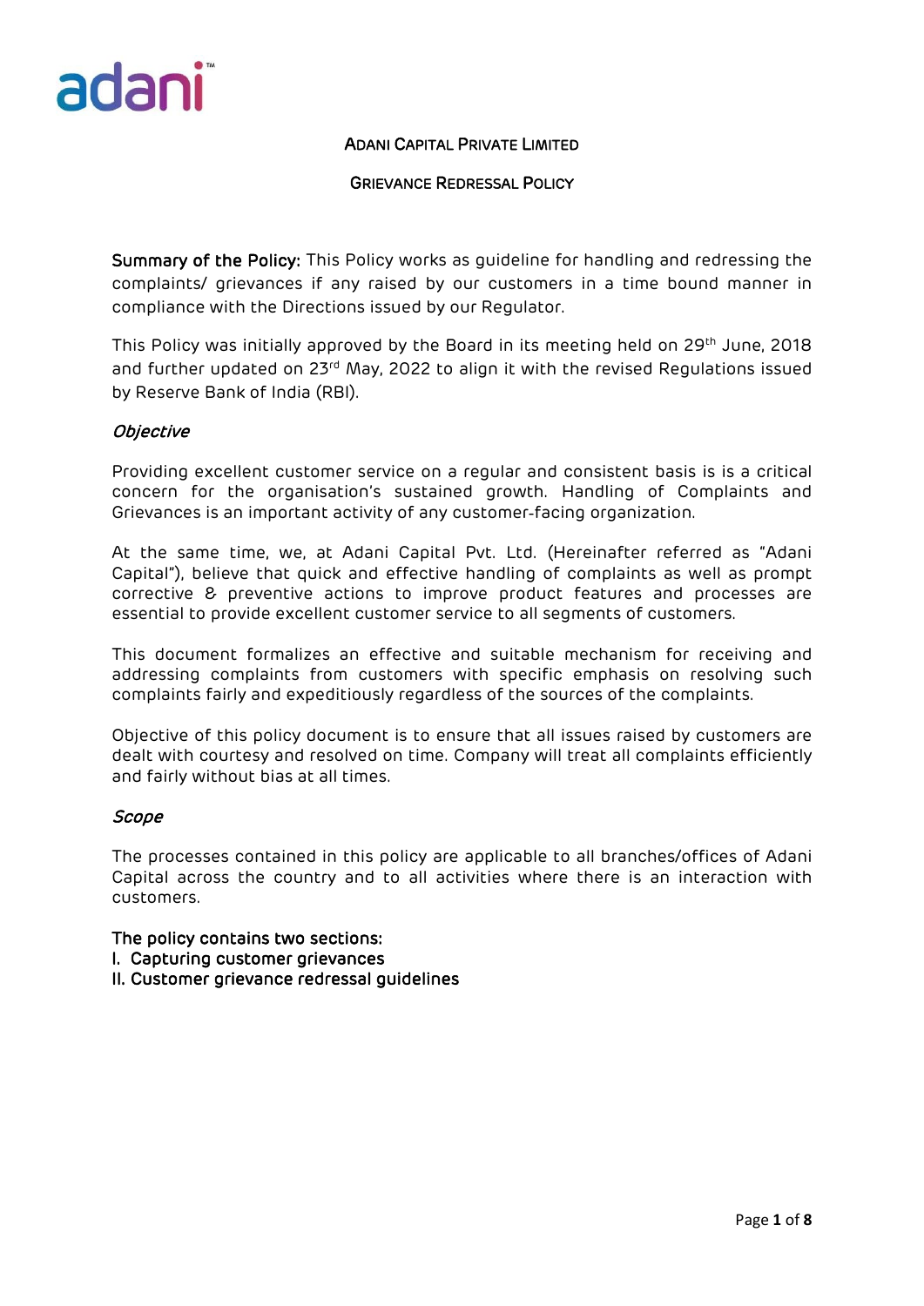# ADANI CAPITAL PRIVATE LIMITED

## GRIEVANCE REDRESSAL POLICY

**Summary of the Policy:** This Policy works as guideline for handling and redressing the complaints/ grievances if any raised by our customers in a time bound manner in compliance with the Directions issued by our Regulator.

This Policy was initially approved by the Board in its meeting held on 29th June, 2018 and further updated on 23rd May, 2022 to align it with the revised Regulations issued by Reserve Bank of India (RBI).

### *Objective*

Providing excellent customer service on a regular and consistent basis is is a critical concern for the organisation's sustained growth. Handling of Complaints and Grievances is an important activity of any customer-facing organization.

At the same time, we, at Adani Capital Pvt. Ltd. (Hereinafter referred as "Adani Capital"), believe that quick and effective handling of complaints as well as prompt corrective & preventive actions to improve product features and processes are essential to provide excellent customer service to all segments of customers.

This document formalizes an effective and suitable mechanism for receiving and addressing complaints from customers with specific emphasis on resolving such complaints fairly and expeditiously regardless of the sources of the complaints.

Objective of this policy document is to ensure that all issues raised by customers are dealt with courtesy and resolved on time. Company will treat all complaints efficiently and fairly without bias at all times.

### *Scope*

The processes contained in this policy are applicable to all branches/offices of Adani Capital across the country and to all activities where there is an interaction with customers.

**The policy contains two sections:**
**I. Capturing customer grievances**
**II. Customer grievance redressal guidelines**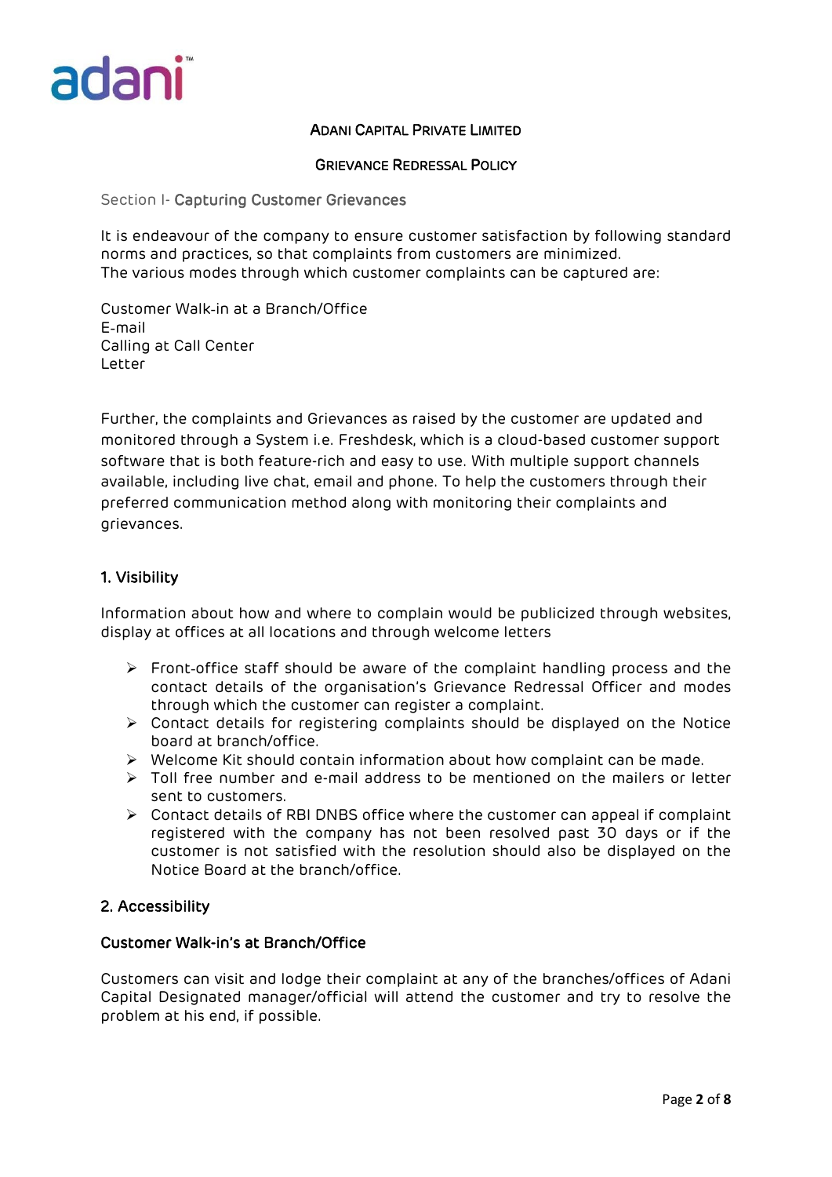ADANI CAPITAL PRIVATE LIMITED

GRIEVANCE REDRESSAL POLICY

## Section I- **Capturing Customer Grievances**

It is endeavour of the company to ensure customer satisfaction by following standard norms and practices, so that complaints from customers are minimized.
The various modes through which customer complaints can be captured are:

Customer Walk-in at a Branch/Office
E-mail
Calling at Call Center
Letter

Further, the complaints and Grievances as raised by the customer are updated and monitored through a System i.e. Freshdesk, which is a cloud-based customer support software that is both feature-rich and easy to use. With multiple support channels available, including live chat, email and phone. To help the customers through their preferred communication method along with monitoring their complaints and grievances.

### 1. Visibility

Information about how and where to complain would be publicized through websites, display at offices at all locations and through welcome letters

- Front-office staff should be aware of the complaint handling process and the contact details of the organisation's Grievance Redressal Officer and modes through which the customer can register a complaint.
- Contact details for registering complaints should be displayed on the Notice board at branch/office.
- Welcome Kit should contain information about how complaint can be made.
- Toll free number and e-mail address to be mentioned on the mailers or letter sent to customers.
- Contact details of RBI DNBS office where the customer can appeal if complaint registered with the company has not been resolved past 30 days or if the customer is not satisfied with the resolution should also be displayed on the Notice Board at the branch/office.

### 2. Accessibility

#### Customer Walk-in's at Branch/Office

Customers can visit and lodge their complaint at any of the branches/offices of Adani Capital Designated manager/official will attend the customer and try to resolve the problem at his end, if possible.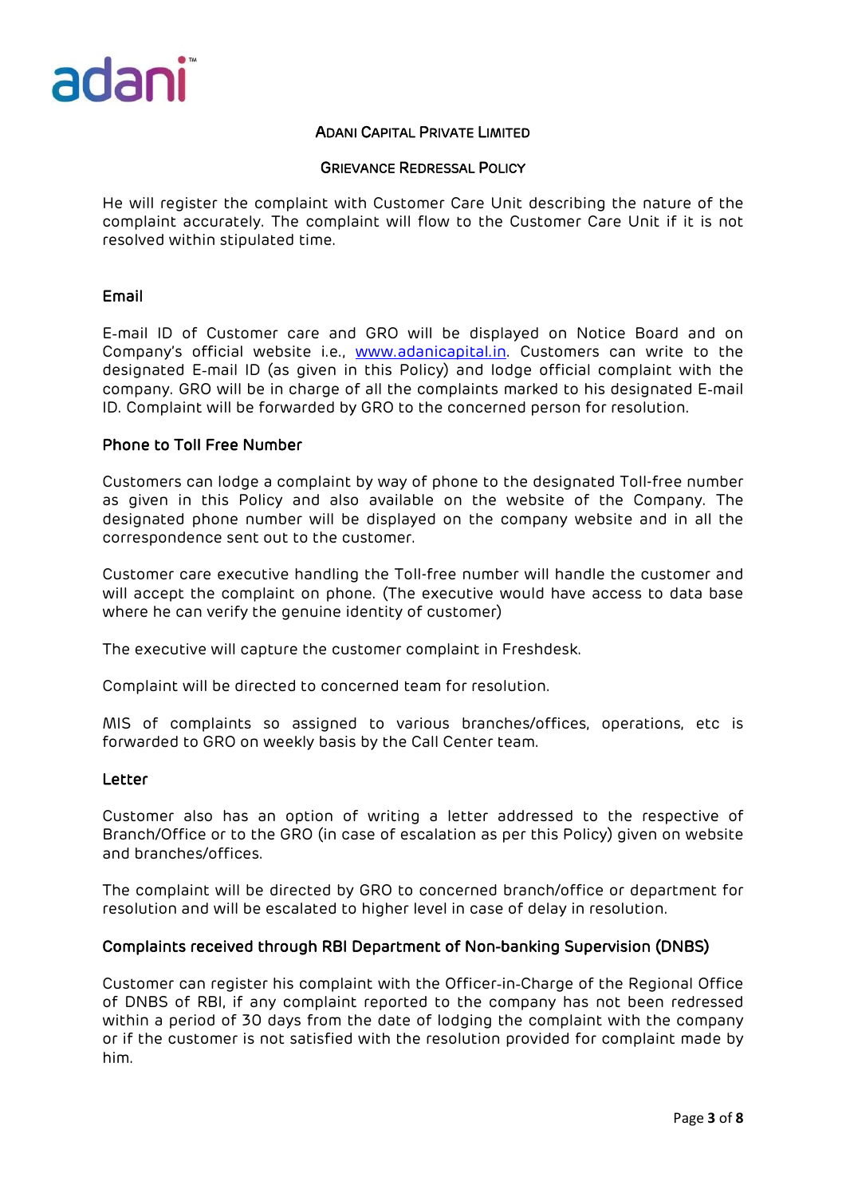He will register the complaint with Customer Care Unit describing the nature of the complaint accurately. The complaint will flow to the Customer Care Unit if it is not resolved within stipulated time.

### Email

E-mail ID of Customer care and GRO will be displayed on Notice Board and on Company's official website i.e., [www.adanicapital.in](www.adanicapital.in). Customers can write to the designated E-mail ID (as given in this Policy) and lodge official complaint with the company. GRO will be in charge of all the complaints marked to his designated E-mail ID. Complaint will be forwarded by GRO to the concerned person for resolution.

### Phone to Toll Free Number

Customers can lodge a complaint by way of phone to the designated Toll-free number as given in this Policy and also available on the website of the Company. The designated phone number will be displayed on the company website and in all the correspondence sent out to the customer.

Customer care executive handling the Toll-free number will handle the customer and will accept the complaint on phone. (The executive would have access to data base where he can verify the genuine identity of customer)

The executive will capture the customer complaint in Freshdesk.

Complaint will be directed to concerned team for resolution.

MIS of complaints so assigned to various branches/offices, operations, etc is forwarded to GRO on weekly basis by the Call Center team.

### Letter

Customer also has an option of writing a letter addressed to the respective of Branch/Office or to the GRO (in case of escalation as per this Policy) given on website and branches/offices.

The complaint will be directed by GRO to concerned branch/office or department for resolution and will be escalated to higher level in case of delay in resolution.

### Complaints received through RBI Department of Non-banking Supervision (DNBS)

Customer can register his complaint with the Officer-in-Charge of the Regional Office of DNBS of RBI, if any complaint reported to the company has not been redressed within a period of 30 days from the date of lodging the complaint with the company or if the customer is not satisfied with the resolution provided for complaint made by him.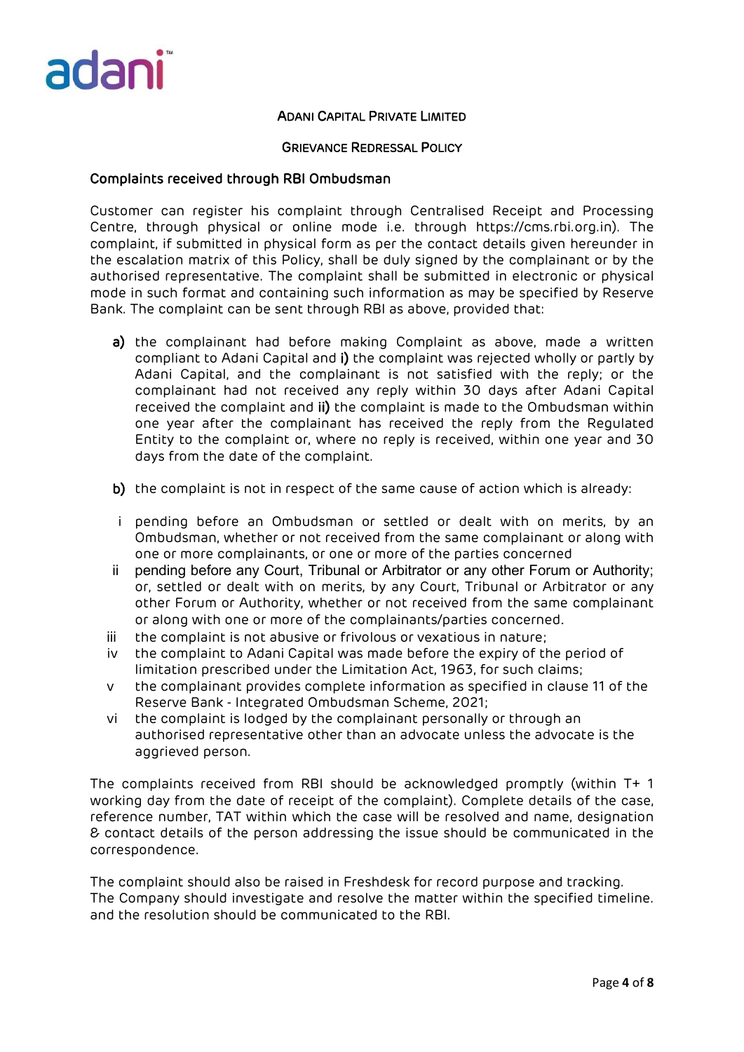ADANI CAPITAL PRIVATE LIMITED

GRIEVANCE REDRESSAL POLICY

## Complaints received through RBI Ombudsman

Customer can register his complaint through Centralised Receipt and Processing Centre, through physical or online mode i.e. through https://cms.rbi.org.in). The complaint, if submitted in physical form as per the contact details given hereunder in the escalation matrix of this Policy, shall be duly signed by the complainant or by the authorised representative. The complaint shall be submitted in electronic or physical mode in such format and containing such information as may be specified by Reserve Bank. The complaint can be sent through RBI as above, provided that:

**a)** the complainant had before making Complaint as above, made a written compliant to Adani Capital and **i)** the complaint was rejected wholly or partly by Adani Capital, and the complainant is not satisfied with the reply; or the complainant had not received any reply within 30 days after Adani Capital received the complaint and **ii)** the complaint is made to the Ombudsman within one year after the complainant has received the reply from the Regulated Entity to the complaint or, where no reply is received, within one year and 30 days from the date of the complaint.

**b)** the complaint is not in respect of the same cause of action which is already:

i. pending before an Ombudsman or settled or dealt with on merits, by an Ombudsman, whether or not received from the same complainant or along with one or more complainants, or one or more of the parties concerned

ii. pending before any Court, Tribunal or Arbitrator or any other Forum or Authority; or, settled or dealt with on merits, by any Court, Tribunal or Arbitrator or any other Forum or Authority, whether or not received from the same complainant or along with one or more of the complainants/parties concerned.

iii. the complaint is not abusive or frivolous or vexatious in nature;

iv. the complaint to Adani Capital was made before the expiry of the period of limitation prescribed under the Limitation Act, 1963, for such claims;

v. the complainant provides complete information as specified in clause 11 of the Reserve Bank - Integrated Ombudsman Scheme, 2021;

vi. the complaint is lodged by the complainant personally or through an authorised representative other than an advocate unless the advocate is the aggrieved person.

The complaints received from RBI should be acknowledged promptly (within T+ 1 working day from the date of receipt of the complaint). Complete details of the case, reference number, TAT within which the case will be resolved and name, designation & contact details of the person addressing the issue should be communicated in the correspondence.

The complaint should also be raised in Freshdesk for record purpose and tracking.
The Company should investigate and resolve the matter within the specified timeline. and the resolution should be communicated to the RBI.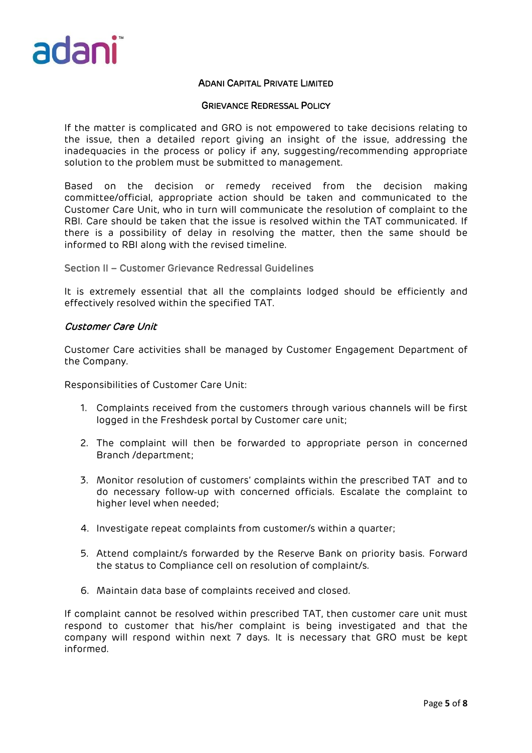If the matter is complicated and GRO is not empowered to take decisions relating to the issue, then a detailed report giving an insight of the issue, addressing the inadequacies in the process or policy if any, suggesting/recommending appropriate solution to the problem must be submitted to management.

Based on the decision or remedy received from the decision making committee/official, appropriate action should be taken and communicated to the Customer Care Unit, who in turn will communicate the resolution of complaint to the RBI. Care should be taken that the issue is resolved within the TAT communicated. If there is a possibility of delay in resolving the matter, then the same should be informed to RBI along with the revised timeline.

## Section II – Customer Grievance Redressal Guidelines

It is extremely essential that all the complaints lodged should be efficiently and effectively resolved within the specified TAT.

### *Customer Care Unit*

Customer Care activities shall be managed by Customer Engagement Department of the Company.

Responsibilities of Customer Care Unit:

1. Complaints received from the customers through various channels will be first logged in the Freshdesk portal by Customer care unit;
2. The complaint will then be forwarded to appropriate person in concerned Branch /department;
3. Monitor resolution of customers' complaints within the prescribed TAT and to do necessary follow-up with concerned officials. Escalate the complaint to higher level when needed;
4. Investigate repeat complaints from customer/s within a quarter;
5. Attend complaint/s forwarded by the Reserve Bank on priority basis. Forward the status to Compliance cell on resolution of complaint/s.
6. Maintain data base of complaints received and closed.

If complaint cannot be resolved within prescribed TAT, then customer care unit must respond to customer that his/her complaint is being investigated and that the company will respond within next 7 days. It is necessary that GRO must be kept informed.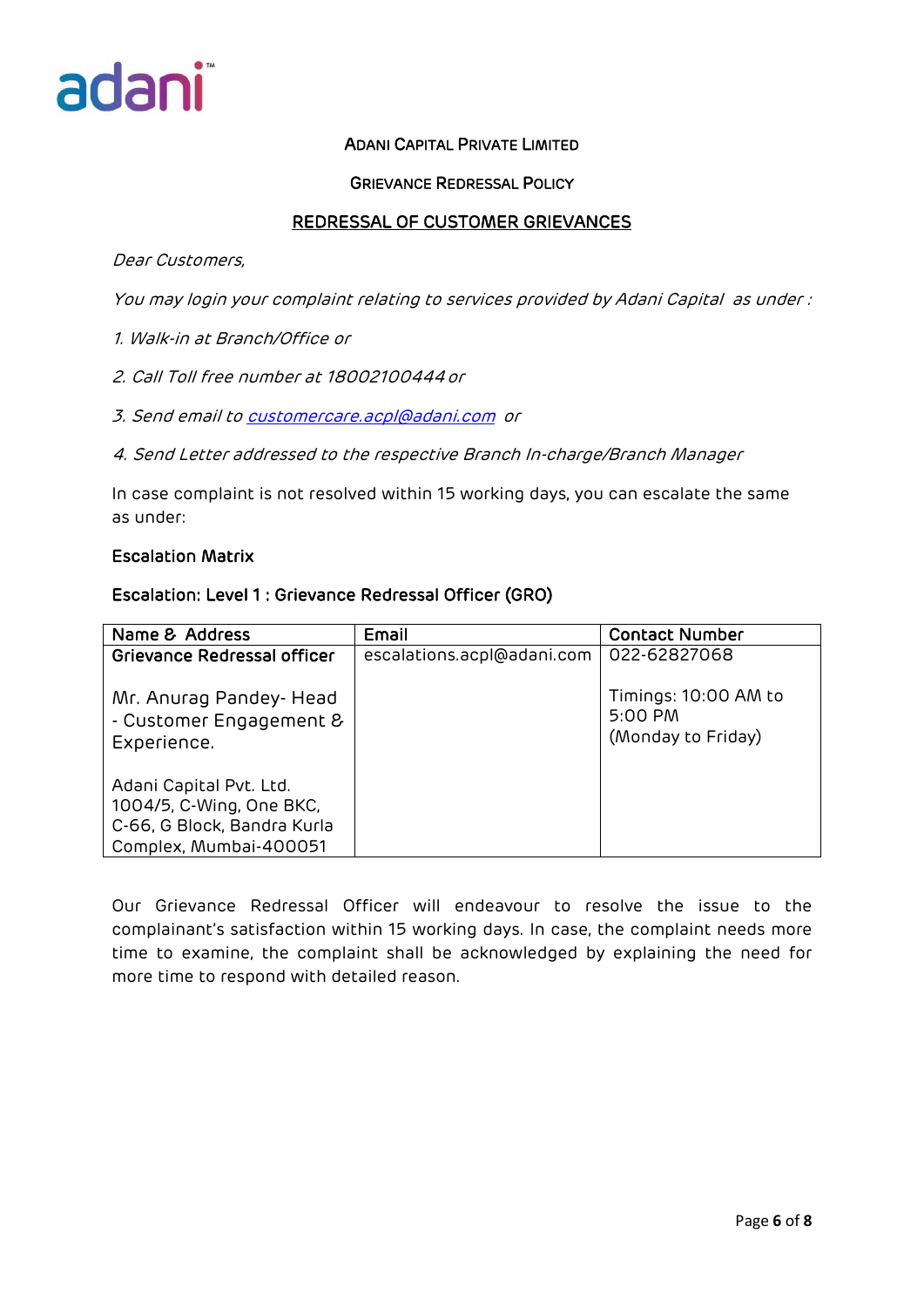ADANI CAPITAL PRIVATE LIMITED

GRIEVANCE REDRESSAL POLICY

## REDRESSAL OF CUSTOMER GRIEVANCES

*Dear Customers,*

*You may login your complaint relating to services provided by Adani Capital as under :*

*1. Walk-in at Branch/Office or*

*2. Call Toll free number at 18002100444 or*

*3. Send email to customercare.acpl@adani.com or*

*4. Send Letter addressed to the respective Branch In-charge/Branch Manager*

In case complaint is not resolved within 15 working days, you can escalate the same as under:

**Escalation Matrix**

**Escalation: Level 1 : Grievance Redressal Officer (GRO)**

| Name & Address | Email | Contact Number |
|---|---|---|
| **Grievance Redressal officer**<br><br>Mr. Anurag Pandey- Head - Customer Engagement & Experience.<br><br>Adani Capital Pvt. Ltd. 1004/5, C-Wing, One BKC, C-66, G Block, Bandra Kurla Complex, Mumbai-400051 | escalations.acpl@adani.com | 022-62827068<br><br>Timings: 10:00 AM to 5:00 PM (Monday to Friday) |

Our Grievance Redressal Officer will endeavour to resolve the issue to the complainant's satisfaction within 15 working days. In case, the complaint needs more time to examine, the complaint shall be acknowledged by explaining the need for more time to respond with detailed reason.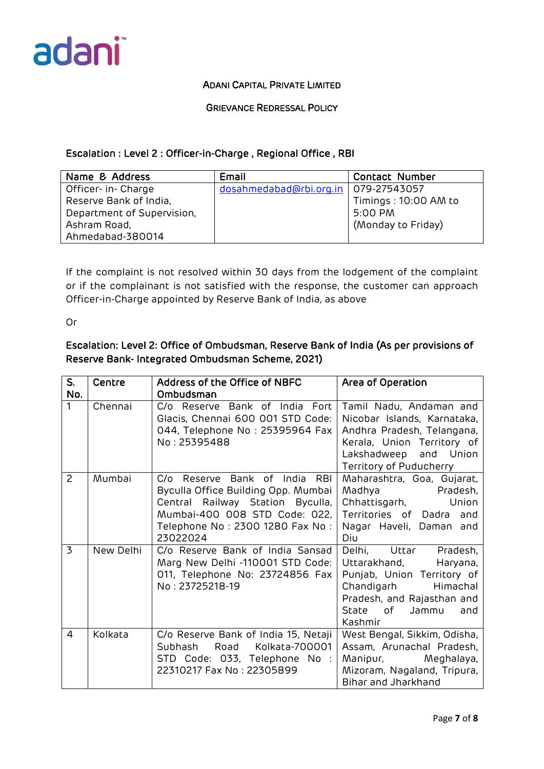ADANI CAPITAL PRIVATE LIMITED

GRIEVANCE REDRESSAL POLICY

**Escalation : Level 2 : Officer-in-Charge , Regional Office , RBI**

| Name & Address | Email | Contact Number |
|---|---|---|
| Officer- in- Charge<br>Reserve Bank of India,<br>Department of Supervision,<br>Ashram Road,<br>Ahmedabad-380014 | dosahmedabad@rbi.org.in | 079-27543057<br>Timings : 10:00 AM to 5:00 PM<br>(Monday to Friday) |

If the complaint is not resolved within 30 days from the lodgement of the complaint or if the complainant is not satisfied with the response, the customer can approach Officer-in-Charge appointed by Reserve Bank of India, as above

Or

**Escalation: Level 2: Office of Ombudsman, Reserve Bank of India (As per provisions of Reserve Bank- Integrated Ombudsman Scheme, 2021)**

| S. No. | Centre | Address of the Office of NBFC Ombudsman | Area of Operation |
|---|---|---|---|
| 1 | Chennai | C/o Reserve Bank of India Fort Glacis, Chennai 600 001 STD Code: 044, Telephone No : 25395964 Fax No : 25395488 | Tamil Nadu, Andaman and Nicobar Islands, Karnataka, Andhra Pradesh, Telangana, Kerala, Union Territory of Lakshadweep and Union Territory of Puducherry |
| 2 | Mumbai | C/o Reserve Bank of India RBI Byculla Office Building Opp. Mumbai Central Railway Station Byculla, Mumbai-400 008 STD Code: 022, Telephone No : 2300 1280 Fax No : 23022024 | Maharashtra, Goa, Gujarat, Madhya Pradesh, Chhattisgarh, Union Territories of Dadra and Nagar Haveli, Daman and Diu |
| 3 | New Delhi | C/o Reserve Bank of India Sansad Marg New Delhi -110001 STD Code: 011, Telephone No: 23724856 Fax No : 23725218-19 | Delhi, Uttar Pradesh, Uttarakhand, Haryana, Punjab, Union Territory of Chandigarh Himachal Pradesh, and Rajasthan and State of Jammu and Kashmir |
| 4 | Kolkata | C/o Reserve Bank of India 15, Netaji Subhash Road Kolkata-700001 STD Code: 033, Telephone No : 22310217 Fax No : 22305899 | West Bengal, Sikkim, Odisha, Assam, Arunachal Pradesh, Manipur, Meghalaya, Mizoram, Nagaland, Tripura, Bihar and Jharkhand |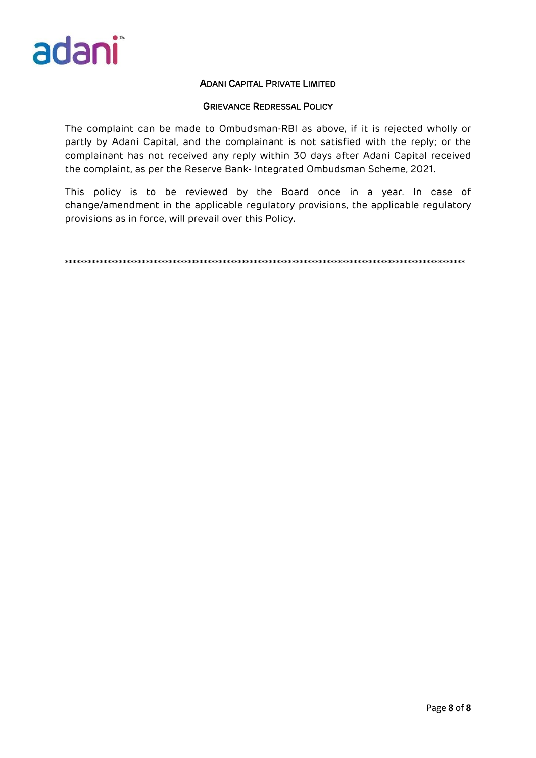The complaint can be made to Ombudsman-RBI as above, if it is rejected wholly or partly by Adani Capital, and the complainant is not satisfied with the reply; or the complainant has not received any reply within 30 days after Adani Capital received the complaint, as per the Reserve Bank- Integrated Ombudsman Scheme, 2021.

This policy is to be reviewed by the Board once in a year. In case of change/amendment in the applicable regulatory provisions, the applicable regulatory provisions as in force, will prevail over this Policy.

*************************************************************************************************************